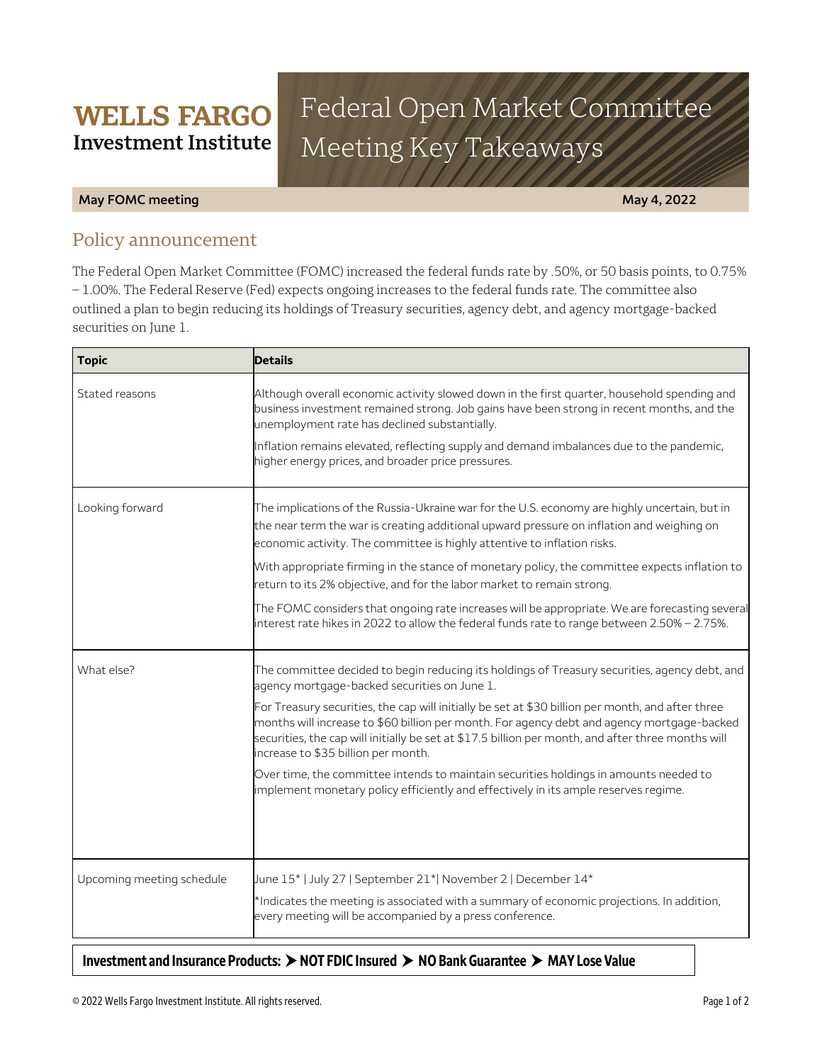WELLS FARGO
Investment Institute

# Federal Open Market Committee Meeting Key Takeaways

**May FOMC meeting** | **May 4, 2022**

## Policy announcement

The Federal Open Market Committee (FOMC) increased the federal funds rate by .50%, or 50 basis points, to 0.75% – 1.00%. The Federal Reserve (Fed) expects ongoing increases to the federal funds rate. The committee also outlined a plan to begin reducing its holdings of Treasury securities, agency debt, and agency mortgage-backed securities on June 1.

| Topic | Details |
|---|---|
| Stated reasons | Although overall economic activity slowed down in the first quarter, household spending and business investment remained strong. Job gains have been strong in recent months, and the unemployment rate has declined substantially.<br><br>Inflation remains elevated, reflecting supply and demand imbalances due to the pandemic, higher energy prices, and broader price pressures. |
| Looking forward | The implications of the Russia-Ukraine war for the U.S. economy are highly uncertain, but in the near term the war is creating additional upward pressure on inflation and weighing on economic activity. The committee is highly attentive to inflation risks.<br><br>With appropriate firming in the stance of monetary policy, the committee expects inflation to return to its 2% objective, and for the labor market to remain strong.<br><br>The FOMC considers that ongoing rate increases will be appropriate. We are forecasting several interest rate hikes in 2022 to allow the federal funds rate to range between 2.50% – 2.75%. |
| What else? | The committee decided to begin reducing its holdings of Treasury securities, agency debt, and agency mortgage-backed securities on June 1.<br><br>For Treasury securities, the cap will initially be set at $30 billion per month, and after three months will increase to $60 billion per month. For agency debt and agency mortgage-backed securities, the cap will initially be set at $17.5 billion per month, and after three months will increase to $35 billion per month.<br><br>Over time, the committee intends to maintain securities holdings in amounts needed to implement monetary policy efficiently and effectively in its ample reserves regime. |
| Upcoming meeting schedule | June 15* \| July 27 \| September 21*\| November 2 \| December 14*<br><br>*Indicates the meeting is associated with a summary of economic projections. In addition, every meeting will be accompanied by a press conference. |

**Investment and Insurance Products: ➤ NOT FDIC Insured ➤ NO Bank Guarantee ➤ MAY Lose Value**

© 2022 Wells Fargo Investment Institute. All rights reserved.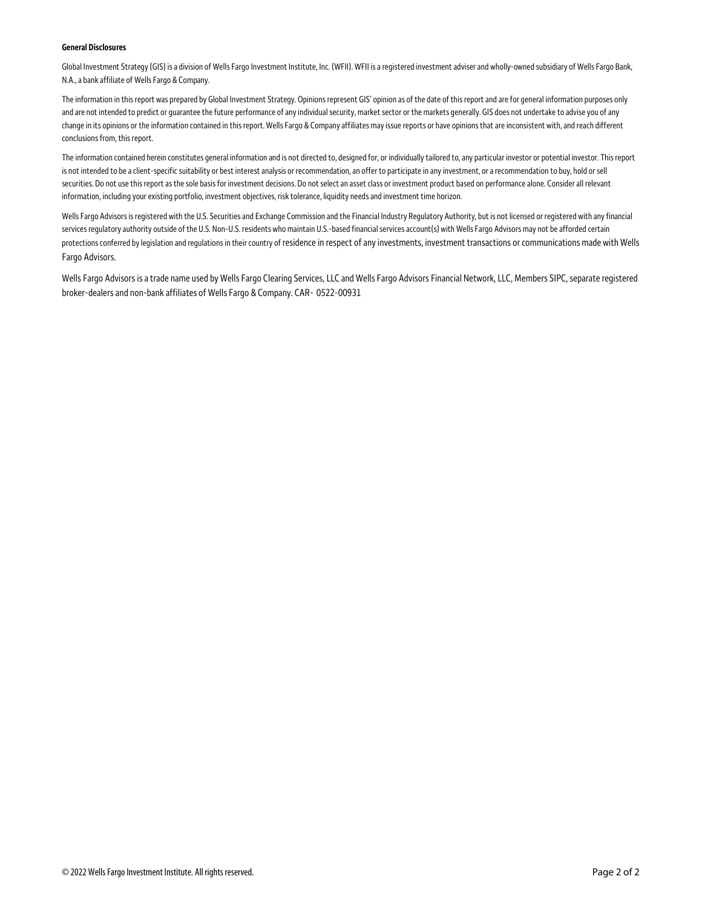**General Disclosures**

Global Investment Strategy (GIS) is a division of Wells Fargo Investment Institute, Inc. (WFII). WFII is a registered investment adviser and wholly-owned subsidiary of Wells Fargo Bank, N.A., a bank affiliate of Wells Fargo & Company.

The information in this report was prepared by Global Investment Strategy. Opinions represent GIS' opinion as of the date of this report and are for general information purposes only and are not intended to predict or guarantee the future performance of any individual security, market sector or the markets generally. GIS does not undertake to advise you of any change in its opinions or the information contained in this report. Wells Fargo & Company affiliates may issue reports or have opinions that are inconsistent with, and reach different conclusions from, this report.

The information contained herein constitutes general information and is not directed to, designed for, or individually tailored to, any particular investor or potential investor. This report is not intended to be a client-specific suitability or best interest analysis or recommendation, an offer to participate in any investment, or a recommendation to buy, hold or sell securities. Do not use this report as the sole basis for investment decisions. Do not select an asset class or investment product based on performance alone. Consider all relevant information, including your existing portfolio, investment objectives, risk tolerance, liquidity needs and investment time horizon.

Wells Fargo Advisors is registered with the U.S. Securities and Exchange Commission and the Financial Industry Regulatory Authority, but is not licensed or registered with any financial services regulatory authority outside of the U.S. Non-U.S. residents who maintain U.S.-based financial services account(s) with Wells Fargo Advisors may not be afforded certain protections conferred by legislation and regulations in their country of residence in respect of any investments, investment transactions or communications made with Wells Fargo Advisors.

Wells Fargo Advisors is a trade name used by Wells Fargo Clearing Services, LLC and Wells Fargo Advisors Financial Network, LLC, Members SIPC, separate registered broker-dealers and non-bank affiliates of Wells Fargo & Company. CAR- 0522-00931

© 2022 Wells Fargo Investment Institute. All rights reserved.